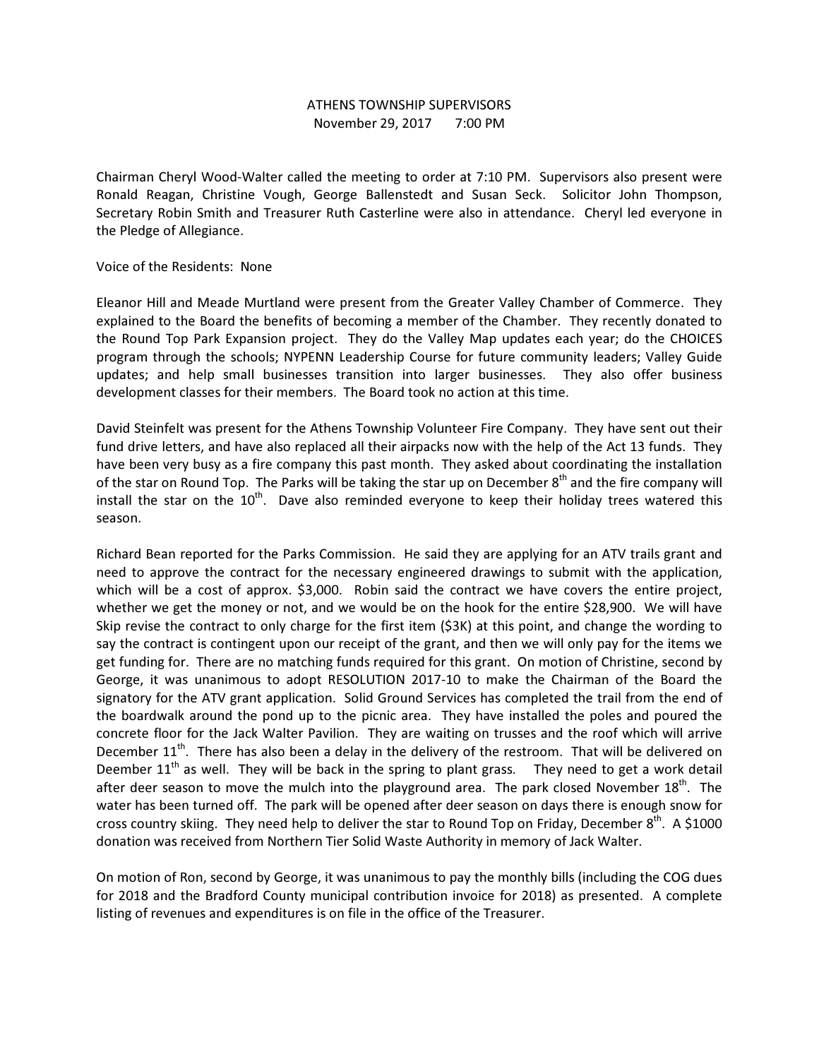ATHENS TOWNSHIP SUPERVISORS
November 29, 2017 7:00 PM

Chairman Cheryl Wood-Walter called the meeting to order at 7:10 PM. Supervisors also present were Ronald Reagan, Christine Vough, George Ballenstedt and Susan Seck. Solicitor John Thompson, Secretary Robin Smith and Treasurer Ruth Casterline were also in attendance. Cheryl led everyone in the Pledge of Allegiance.

Voice of the Residents: None

Eleanor Hill and Meade Murtland were present from the Greater Valley Chamber of Commerce. They explained to the Board the benefits of becoming a member of the Chamber. They recently donated to the Round Top Park Expansion project. They do the Valley Map updates each year; do the CHOICES program through the schools; NYPENN Leadership Course for future community leaders; Valley Guide updates; and help small businesses transition into larger businesses. They also offer business development classes for their members. The Board took no action at this time.

David Steinfelt was present for the Athens Township Volunteer Fire Company. They have sent out their fund drive letters, and have also replaced all their airpacks now with the help of the Act 13 funds. They have been very busy as a fire company this past month. They asked about coordinating the installation of the star on Round Top. The Parks will be taking the star up on December 8th and the fire company will install the star on the 10th. Dave also reminded everyone to keep their holiday trees watered this season.

Richard Bean reported for the Parks Commission. He said they are applying for an ATV trails grant and need to approve the contract for the necessary engineered drawings to submit with the application, which will be a cost of approx. $3,000. Robin said the contract we have covers the entire project, whether we get the money or not, and we would be on the hook for the entire $28,900. We will have Skip revise the contract to only charge for the first item ($3K) at this point, and change the wording to say the contract is contingent upon our receipt of the grant, and then we will only pay for the items we get funding for. There are no matching funds required for this grant. On motion of Christine, second by George, it was unanimous to adopt RESOLUTION 2017-10 to make the Chairman of the Board the signatory for the ATV grant application. Solid Ground Services has completed the trail from the end of the boardwalk around the pond up to the picnic area. They have installed the poles and poured the concrete floor for the Jack Walter Pavilion. They are waiting on trusses and the roof which will arrive December 11th. There has also been a delay in the delivery of the restroom. That will be delivered on Deember 11th as well. They will be back in the spring to plant grass. They need to get a work detail after deer season to move the mulch into the playground area. The park closed November 18th. The water has been turned off. The park will be opened after deer season on days there is enough snow for cross country skiing. They need help to deliver the star to Round Top on Friday, December 8th. A $1000 donation was received from Northern Tier Solid Waste Authority in memory of Jack Walter.

On motion of Ron, second by George, it was unanimous to pay the monthly bills (including the COG dues for 2018 and the Bradford County municipal contribution invoice for 2018) as presented. A complete listing of revenues and expenditures is on file in the office of the Treasurer.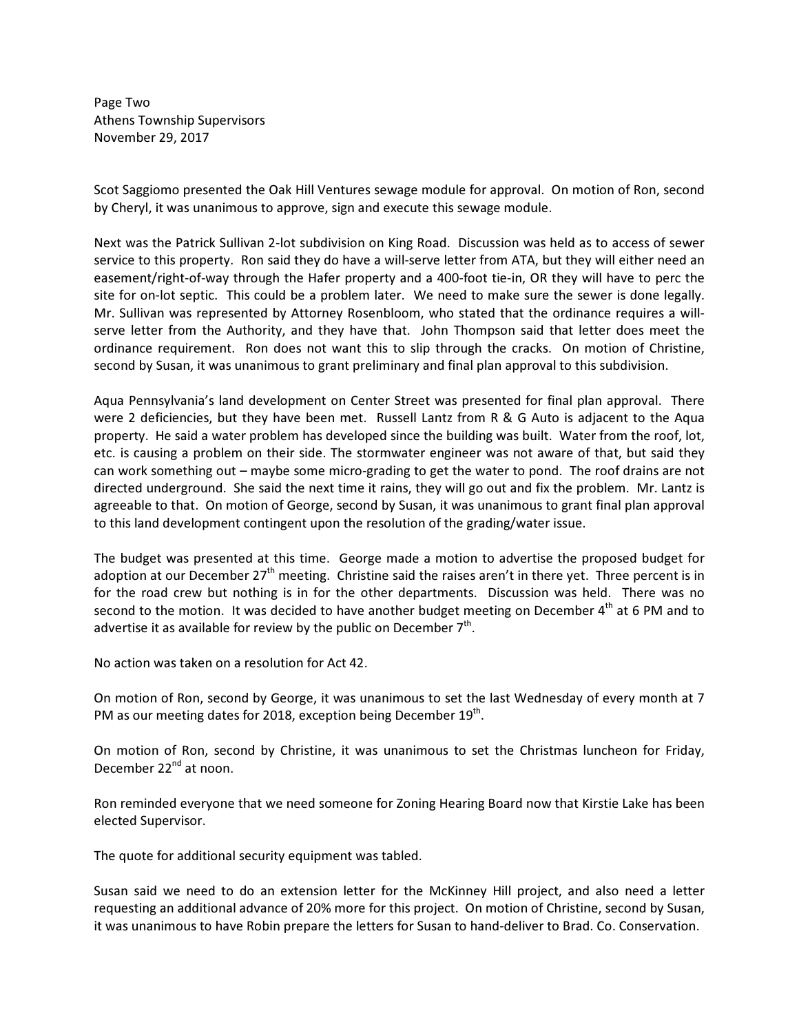Scot Saggiomo presented the Oak Hill Ventures sewage module for approval. On motion of Ron, second by Cheryl, it was unanimous to approve, sign and execute this sewage module.

Next was the Patrick Sullivan 2-lot subdivision on King Road. Discussion was held as to access of sewer service to this property. Ron said they do have a will-serve letter from ATA, but they will either need an easement/right-of-way through the Hafer property and a 400-foot tie-in, OR they will have to perc the site for on-lot septic. This could be a problem later. We need to make sure the sewer is done legally. Mr. Sullivan was represented by Attorney Rosenbloom, who stated that the ordinance requires a will-serve letter from the Authority, and they have that. John Thompson said that letter does meet the ordinance requirement. Ron does not want this to slip through the cracks. On motion of Christine, second by Susan, it was unanimous to grant preliminary and final plan approval to this subdivision.

Aqua Pennsylvania's land development on Center Street was presented for final plan approval. There were 2 deficiencies, but they have been met. Russell Lantz from R & G Auto is adjacent to the Aqua property. He said a water problem has developed since the building was built. Water from the roof, lot, etc. is causing a problem on their side. The stormwater engineer was not aware of that, but said they can work something out – maybe some micro-grading to get the water to pond. The roof drains are not directed underground. She said the next time it rains, they will go out and fix the problem. Mr. Lantz is agreeable to that. On motion of George, second by Susan, it was unanimous to grant final plan approval to this land development contingent upon the resolution of the grading/water issue.

The budget was presented at this time. George made a motion to advertise the proposed budget for adoption at our December 27th meeting. Christine said the raises aren't in there yet. Three percent is in for the road crew but nothing is in for the other departments. Discussion was held. There was no second to the motion. It was decided to have another budget meeting on December 4th at 6 PM and to advertise it as available for review by the public on December 7th.

No action was taken on a resolution for Act 42.

On motion of Ron, second by George, it was unanimous to set the last Wednesday of every month at 7 PM as our meeting dates for 2018, exception being December 19th.

On motion of Ron, second by Christine, it was unanimous to set the Christmas luncheon for Friday, December 22nd at noon.

Ron reminded everyone that we need someone for Zoning Hearing Board now that Kirstie Lake has been elected Supervisor.

The quote for additional security equipment was tabled.

Susan said we need to do an extension letter for the McKinney Hill project, and also need a letter requesting an additional advance of 20% more for this project. On motion of Christine, second by Susan, it was unanimous to have Robin prepare the letters for Susan to hand-deliver to Brad. Co. Conservation.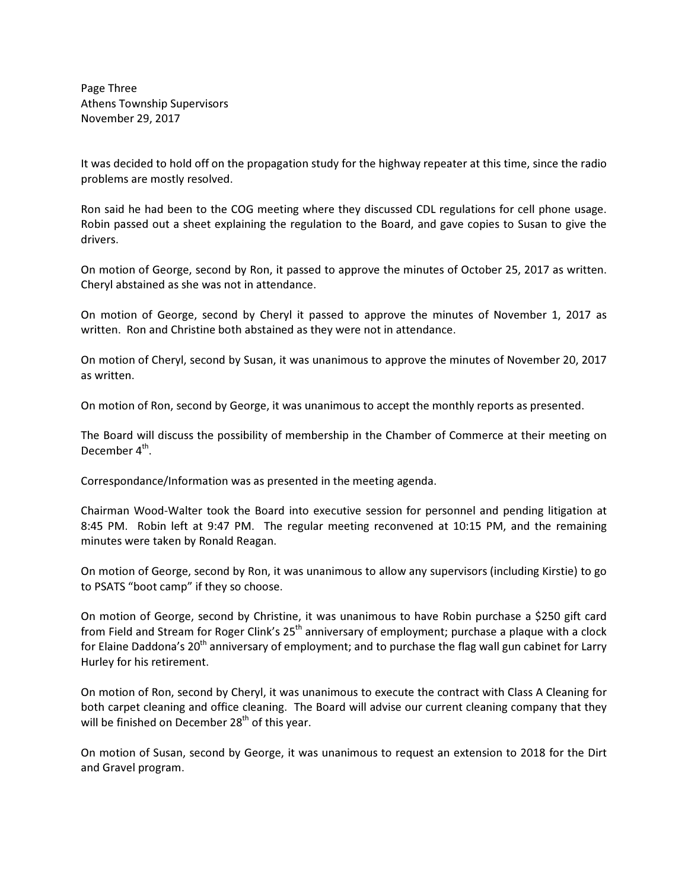Page Three
Athens Township Supervisors
November 29, 2017

It was decided to hold off on the propagation study for the highway repeater at this time, since the radio problems are mostly resolved.

Ron said he had been to the COG meeting where they discussed CDL regulations for cell phone usage. Robin passed out a sheet explaining the regulation to the Board, and gave copies to Susan to give the drivers.

On motion of George, second by Ron, it passed to approve the minutes of October 25, 2017 as written. Cheryl abstained as she was not in attendance.

On motion of George, second by Cheryl it passed to approve the minutes of November 1, 2017 as written. Ron and Christine both abstained as they were not in attendance.

On motion of Cheryl, second by Susan, it was unanimous to approve the minutes of November 20, 2017 as written.

On motion of Ron, second by George, it was unanimous to accept the monthly reports as presented.

The Board will discuss the possibility of membership in the Chamber of Commerce at their meeting on December 4th.

Correspondance/Information was as presented in the meeting agenda.

Chairman Wood-Walter took the Board into executive session for personnel and pending litigation at 8:45 PM. Robin left at 9:47 PM. The regular meeting reconvened at 10:15 PM, and the remaining minutes were taken by Ronald Reagan.

On motion of George, second by Ron, it was unanimous to allow any supervisors (including Kirstie) to go to PSATS "boot camp" if they so choose.

On motion of George, second by Christine, it was unanimous to have Robin purchase a $250 gift card from Field and Stream for Roger Clink's 25th anniversary of employment; purchase a plaque with a clock for Elaine Daddona's 20th anniversary of employment; and to purchase the flag wall gun cabinet for Larry Hurley for his retirement.

On motion of Ron, second by Cheryl, it was unanimous to execute the contract with Class A Cleaning for both carpet cleaning and office cleaning. The Board will advise our current cleaning company that they will be finished on December 28th of this year.

On motion of Susan, second by George, it was unanimous to request an extension to 2018 for the Dirt and Gravel program.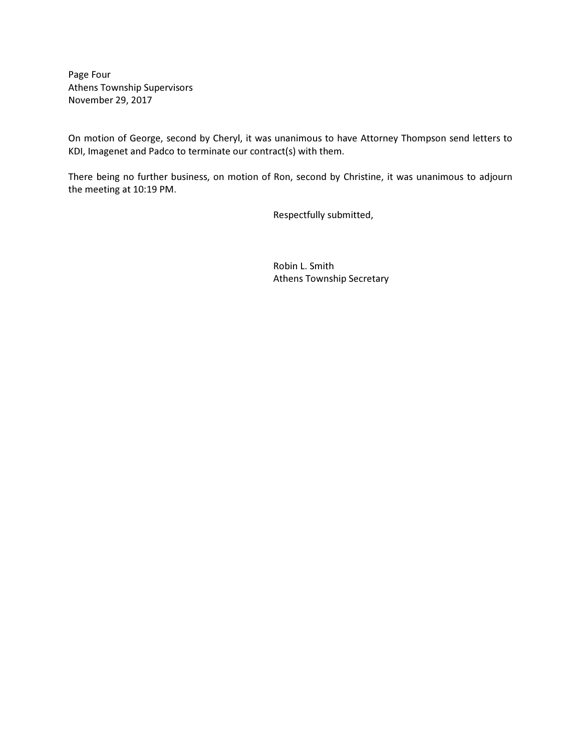On motion of George, second by Cheryl, it was unanimous to have Attorney Thompson send letters to KDI, Imagenet and Padco to terminate our contract(s) with them.

There being no further business, on motion of Ron, second by Christine, it was unanimous to adjourn the meeting at 10:19 PM.

Respectfully submitted,

Robin L. Smith
Athens Township Secretary